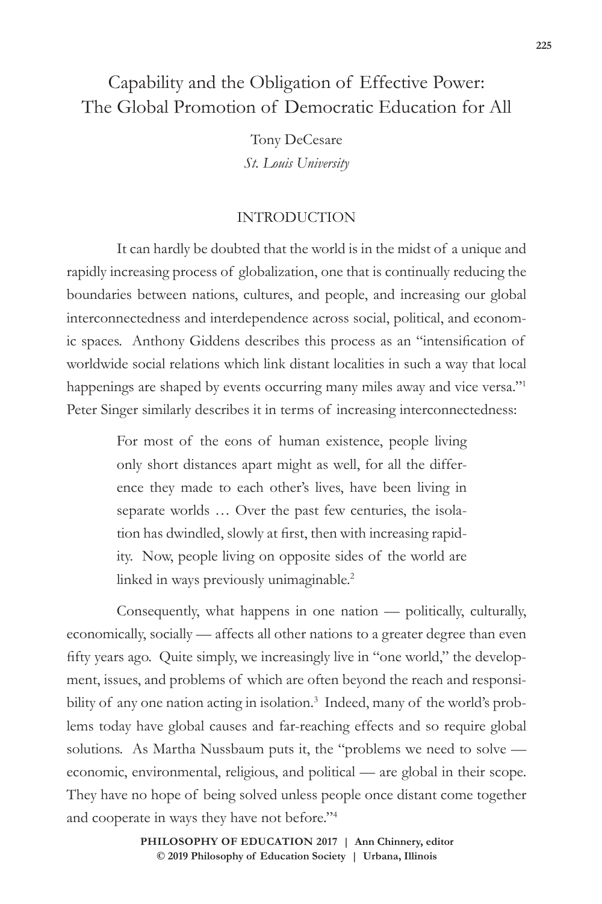# Capability and the Obligation of Effective Power: The Global Promotion of Democratic Education for All

Tony DeCesare
*St. Louis University*

## INTRODUCTION

It can hardly be doubted that the world is in the midst of a unique and rapidly increasing process of globalization, one that is continually reducing the boundaries between nations, cultures, and people, and increasing our global interconnectedness and interdependence across social, political, and economic spaces. Anthony Giddens describes this process as an "intensification of worldwide social relations which link distant localities in such a way that local happenings are shaped by events occurring many miles away and vice versa."[1] Peter Singer similarly describes it in terms of increasing interconnectedness:

> For most of the eons of human existence, people living only short distances apart might as well, for all the difference they made to each other's lives, have been living in separate worlds … Over the past few centuries, the isolation has dwindled, slowly at first, then with increasing rapidity. Now, people living on opposite sides of the world are linked in ways previously unimaginable.[2]

Consequently, what happens in one nation — politically, culturally, economically, socially — affects all other nations to a greater degree than even fifty years ago. Quite simply, we increasingly live in "one world," the development, issues, and problems of which are often beyond the reach and responsibility of any one nation acting in isolation.[3] Indeed, many of the world's problems today have global causes and far-reaching effects and so require global solutions. As Martha Nussbaum puts it, the "problems we need to solve — economic, environmental, religious, and political — are global in their scope. They have no hope of being solved unless people once distant come together and cooperate in ways they have not before."[4]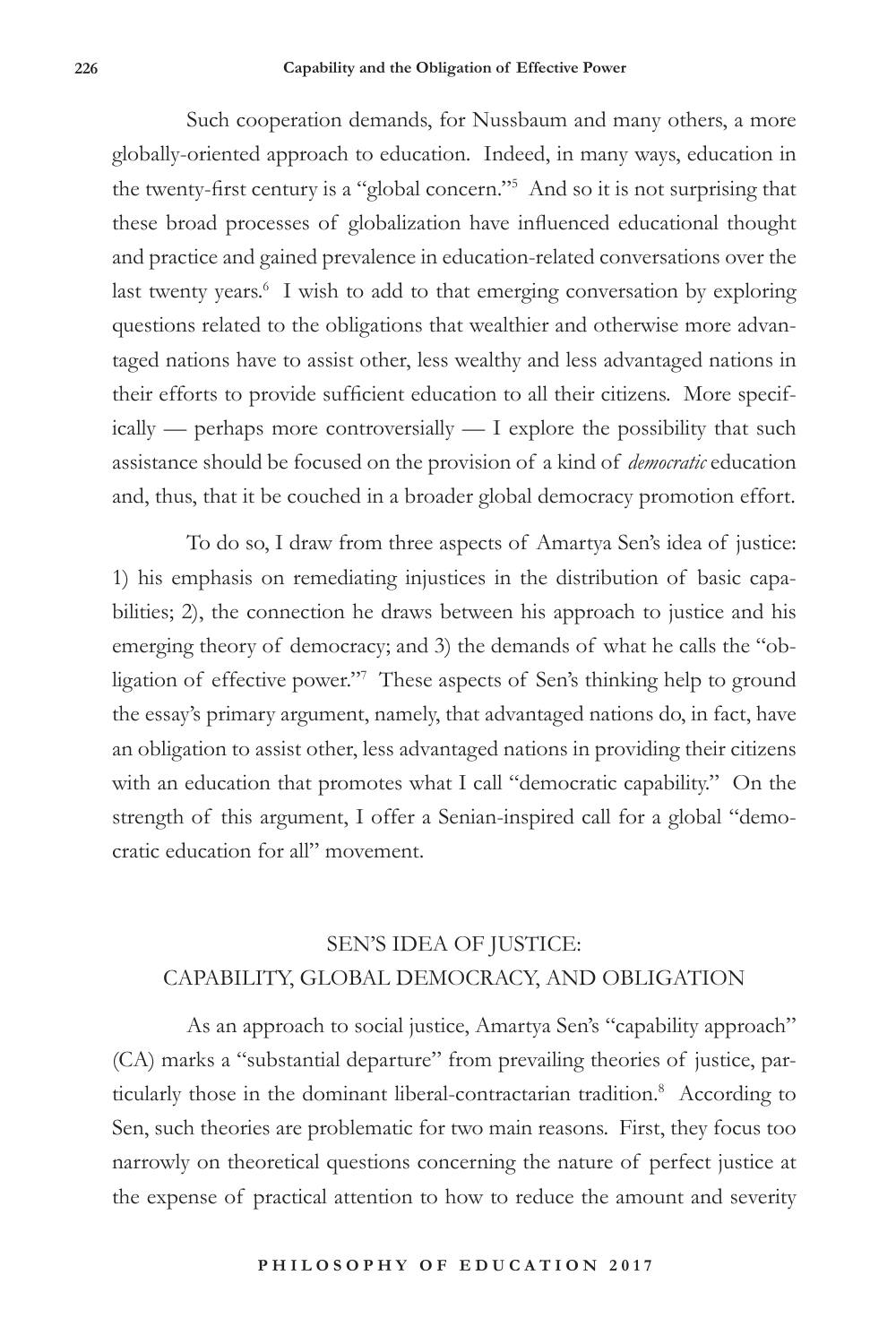Such cooperation demands, for Nussbaum and many others, a more globally-oriented approach to education. Indeed, in many ways, education in the twenty-first century is a "global concern."[5] And so it is not surprising that these broad processes of globalization have influenced educational thought and practice and gained prevalence in education-related conversations over the last twenty years.[6] I wish to add to that emerging conversation by exploring questions related to the obligations that wealthier and otherwise more advantaged nations have to assist other, less wealthy and less advantaged nations in their efforts to provide sufficient education to all their citizens. More specifically — perhaps more controversially — I explore the possibility that such assistance should be focused on the provision of a kind of *democratic* education and, thus, that it be couched in a broader global democracy promotion effort.

To do so, I draw from three aspects of Amartya Sen's idea of justice: 1) his emphasis on remediating injustices in the distribution of basic capabilities; 2), the connection he draws between his approach to justice and his emerging theory of democracy; and 3) the demands of what he calls the "obligation of effective power."[7] These aspects of Sen's thinking help to ground the essay's primary argument, namely, that advantaged nations do, in fact, have an obligation to assist other, less advantaged nations in providing their citizens with an education that promotes what I call "democratic capability." On the strength of this argument, I offer a Senian-inspired call for a global "democratic education for all" movement.

## SEN'S IDEA OF JUSTICE: CAPABILITY, GLOBAL DEMOCRACY, AND OBLIGATION

As an approach to social justice, Amartya Sen's "capability approach" (CA) marks a "substantial departure" from prevailing theories of justice, particularly those in the dominant liberal-contractarian tradition.[8] According to Sen, such theories are problematic for two main reasons. First, they focus too narrowly on theoretical questions concerning the nature of perfect justice at the expense of practical attention to how to reduce the amount and severity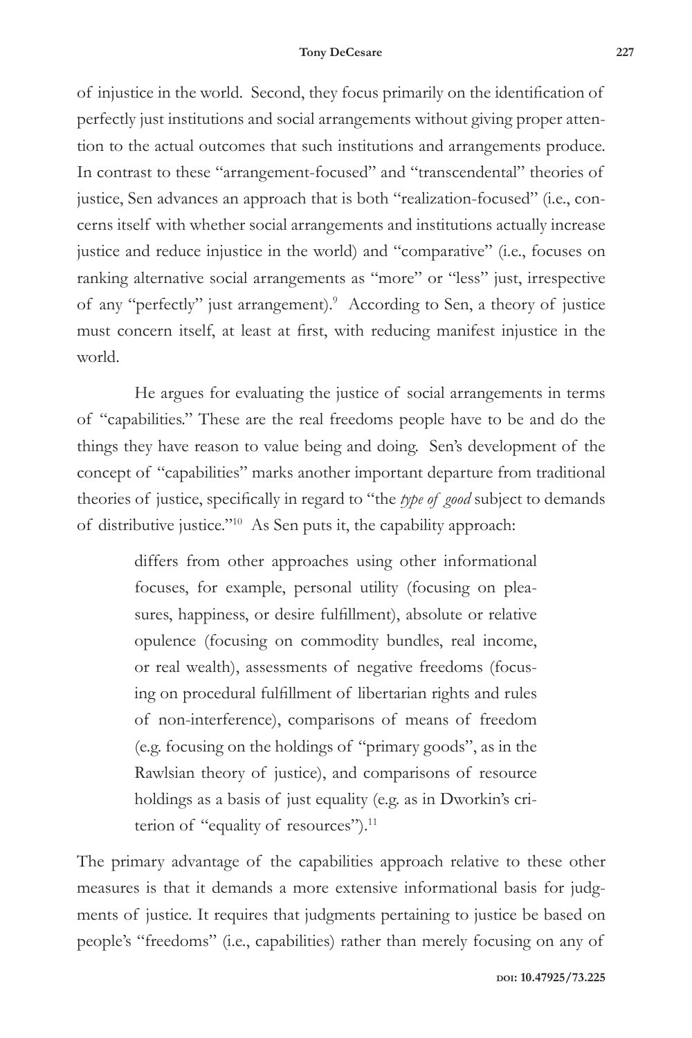of injustice in the world. Second, they focus primarily on the identification of perfectly just institutions and social arrangements without giving proper attention to the actual outcomes that such institutions and arrangements produce. In contrast to these "arrangement-focused" and "transcendental" theories of justice, Sen advances an approach that is both "realization-focused" (i.e., concerns itself with whether social arrangements and institutions actually increase justice and reduce injustice in the world) and "comparative" (i.e., focuses on ranking alternative social arrangements as "more" or "less" just, irrespective of any "perfectly" just arrangement).[9] According to Sen, a theory of justice must concern itself, at least at first, with reducing manifest injustice in the world.

He argues for evaluating the justice of social arrangements in terms of "capabilities." These are the real freedoms people have to be and do the things they have reason to value being and doing. Sen's development of the concept of "capabilities" marks another important departure from traditional theories of justice, specifically in regard to "the *type of good* subject to demands of distributive justice."[10] As Sen puts it, the capability approach:

> differs from other approaches using other informational focuses, for example, personal utility (focusing on pleasures, happiness, or desire fulfillment), absolute or relative opulence (focusing on commodity bundles, real income, or real wealth), assessments of negative freedoms (focusing on procedural fulfillment of libertarian rights and rules of non-interference), comparisons of means of freedom (e.g. focusing on the holdings of "primary goods", as in the Rawlsian theory of justice), and comparisons of resource holdings as a basis of just equality (e.g. as in Dworkin's criterion of "equality of resources").[11]

The primary advantage of the capabilities approach relative to these other measures is that it demands a more extensive informational basis for judgments of justice. It requires that judgments pertaining to justice be based on people's "freedoms" (i.e., capabilities) rather than merely focusing on any of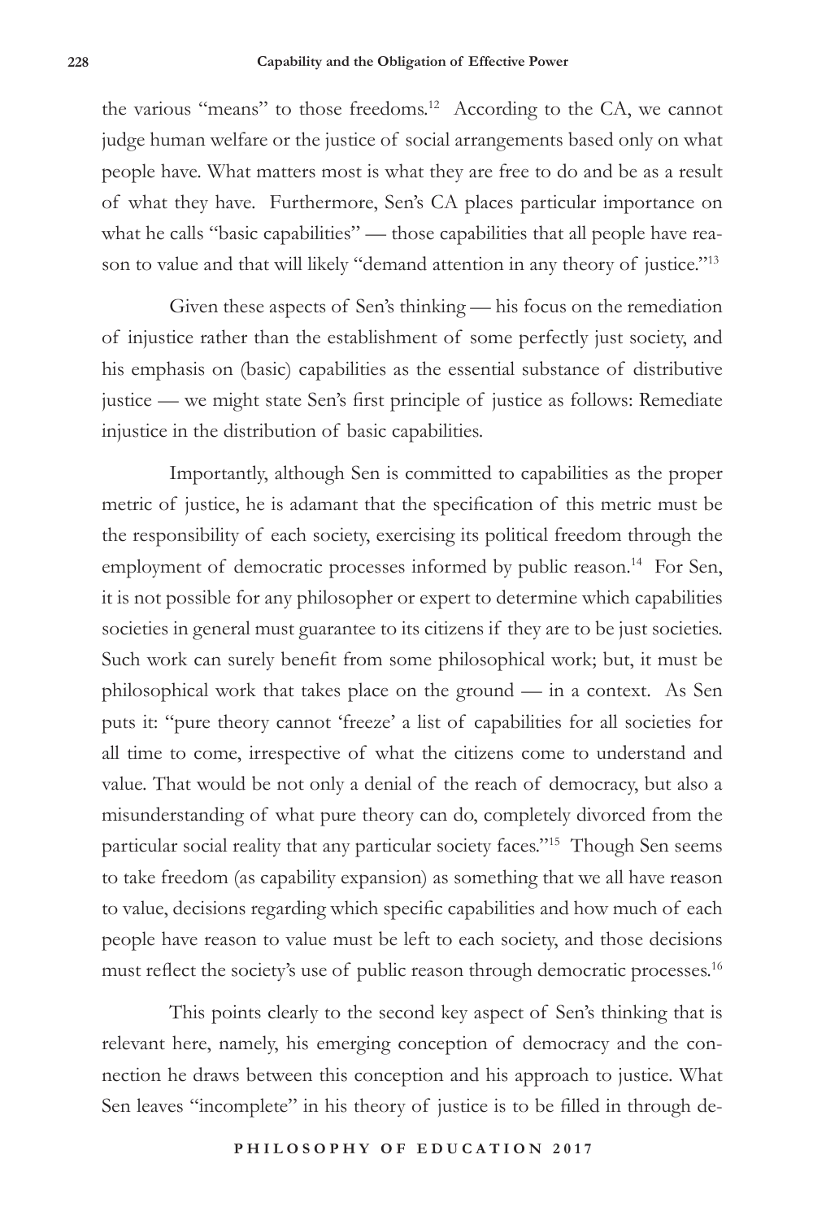the various "means" to those freedoms.[12] According to the CA, we cannot judge human welfare or the justice of social arrangements based only on what people have. What matters most is what they are free to do and be as a result of what they have. Furthermore, Sen's CA places particular importance on what he calls "basic capabilities" — those capabilities that all people have reason to value and that will likely "demand attention in any theory of justice."[13]

Given these aspects of Sen's thinking — his focus on the remediation of injustice rather than the establishment of some perfectly just society, and his emphasis on (basic) capabilities as the essential substance of distributive justice — we might state Sen's first principle of justice as follows: Remediate injustice in the distribution of basic capabilities.

Importantly, although Sen is committed to capabilities as the proper metric of justice, he is adamant that the specification of this metric must be the responsibility of each society, exercising its political freedom through the employment of democratic processes informed by public reason.[14] For Sen, it is not possible for any philosopher or expert to determine which capabilities societies in general must guarantee to its citizens if they are to be just societies. Such work can surely benefit from some philosophical work; but, it must be philosophical work that takes place on the ground — in a context. As Sen puts it: "pure theory cannot 'freeze' a list of capabilities for all societies for all time to come, irrespective of what the citizens come to understand and value. That would be not only a denial of the reach of democracy, but also a misunderstanding of what pure theory can do, completely divorced from the particular social reality that any particular society faces."[15] Though Sen seems to take freedom (as capability expansion) as something that we all have reason to value, decisions regarding which specific capabilities and how much of each people have reason to value must be left to each society, and those decisions must reflect the society's use of public reason through democratic processes.[16]

This points clearly to the second key aspect of Sen's thinking that is relevant here, namely, his emerging conception of democracy and the connection he draws between this conception and his approach to justice. What Sen leaves "incomplete" in his theory of justice is to be filled in through de-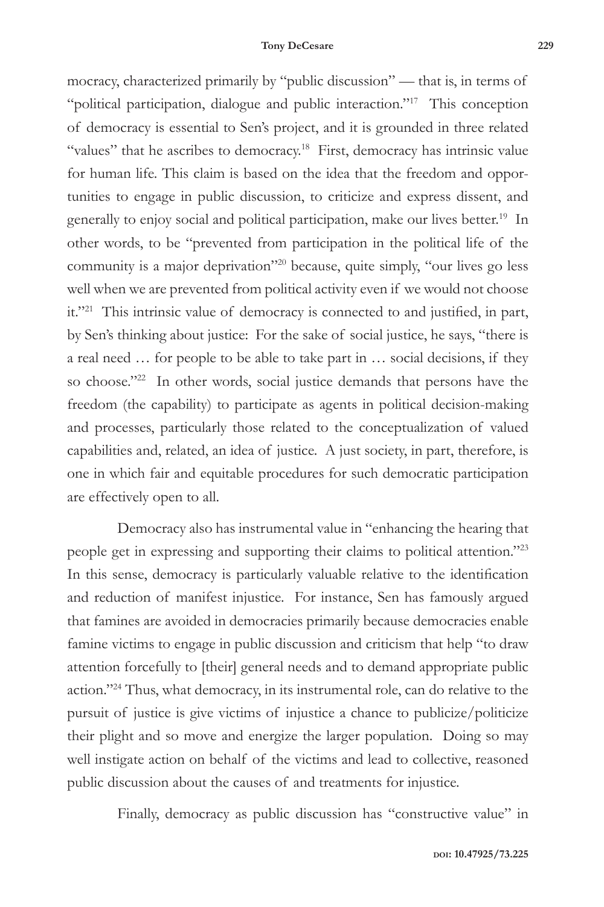mocracy, characterized primarily by "public discussion" — that is, in terms of "political participation, dialogue and public interaction."[17] This conception of democracy is essential to Sen's project, and it is grounded in three related "values" that he ascribes to democracy.[18] First, democracy has intrinsic value for human life. This claim is based on the idea that the freedom and opportunities to engage in public discussion, to criticize and express dissent, and generally to enjoy social and political participation, make our lives better.[19] In other words, to be "prevented from participation in the political life of the community is a major deprivation"[20] because, quite simply, "our lives go less well when we are prevented from political activity even if we would not choose it."[21] This intrinsic value of democracy is connected to and justified, in part, by Sen's thinking about justice: For the sake of social justice, he says, "there is a real need … for people to be able to take part in … social decisions, if they so choose."[22] In other words, social justice demands that persons have the freedom (the capability) to participate as agents in political decision-making and processes, particularly those related to the conceptualization of valued capabilities and, related, an idea of justice. A just society, in part, therefore, is one in which fair and equitable procedures for such democratic participation are effectively open to all.

Democracy also has instrumental value in "enhancing the hearing that people get in expressing and supporting their claims to political attention."[23] In this sense, democracy is particularly valuable relative to the identification and reduction of manifest injustice. For instance, Sen has famously argued that famines are avoided in democracies primarily because democracies enable famine victims to engage in public discussion and criticism that help "to draw attention forcefully to [their] general needs and to demand appropriate public action."[24] Thus, what democracy, in its instrumental role, can do relative to the pursuit of justice is give victims of injustice a chance to publicize/politicize their plight and so move and energize the larger population. Doing so may well instigate action on behalf of the victims and lead to collective, reasoned public discussion about the causes of and treatments for injustice.

Finally, democracy as public discussion has "constructive value" in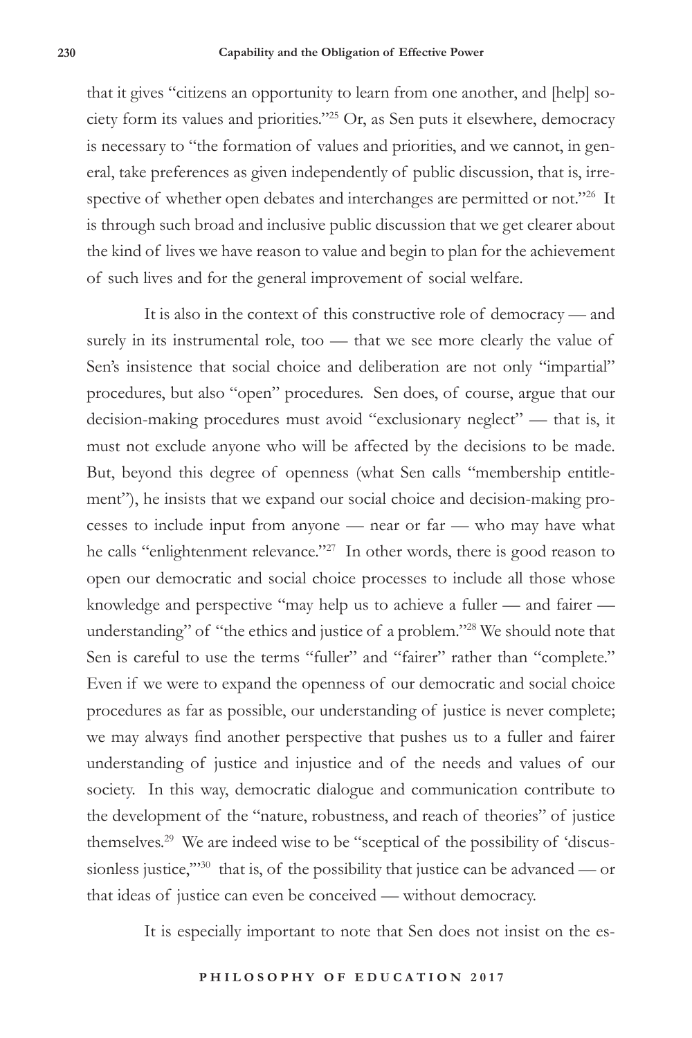that it gives "citizens an opportunity to learn from one another, and [help] society form its values and priorities."[25] Or, as Sen puts it elsewhere, democracy is necessary to "the formation of values and priorities, and we cannot, in general, take preferences as given independently of public discussion, that is, irrespective of whether open debates and interchanges are permitted or not."[26] It is through such broad and inclusive public discussion that we get clearer about the kind of lives we have reason to value and begin to plan for the achievement of such lives and for the general improvement of social welfare.

It is also in the context of this constructive role of democracy — and surely in its instrumental role, too — that we see more clearly the value of Sen's insistence that social choice and deliberation are not only "impartial" procedures, but also "open" procedures. Sen does, of course, argue that our decision-making procedures must avoid "exclusionary neglect" — that is, it must not exclude anyone who will be affected by the decisions to be made. But, beyond this degree of openness (what Sen calls "membership entitlement"), he insists that we expand our social choice and decision-making processes to include input from anyone — near or far — who may have what he calls "enlightenment relevance."[27] In other words, there is good reason to open our democratic and social choice processes to include all those whose knowledge and perspective "may help us to achieve a fuller — and fairer — understanding" of "the ethics and justice of a problem."[28] We should note that Sen is careful to use the terms "fuller" and "fairer" rather than "complete." Even if we were to expand the openness of our democratic and social choice procedures as far as possible, our understanding of justice is never complete; we may always find another perspective that pushes us to a fuller and fairer understanding of justice and injustice and of the needs and values of our society. In this way, democratic dialogue and communication contribute to the development of the "nature, robustness, and reach of theories" of justice themselves.[29] We are indeed wise to be "sceptical of the possibility of 'discussionless justice,'"[30] that is, of the possibility that justice can be advanced — or that ideas of justice can even be conceived — without democracy.

It is especially important to note that Sen does not insist on the es-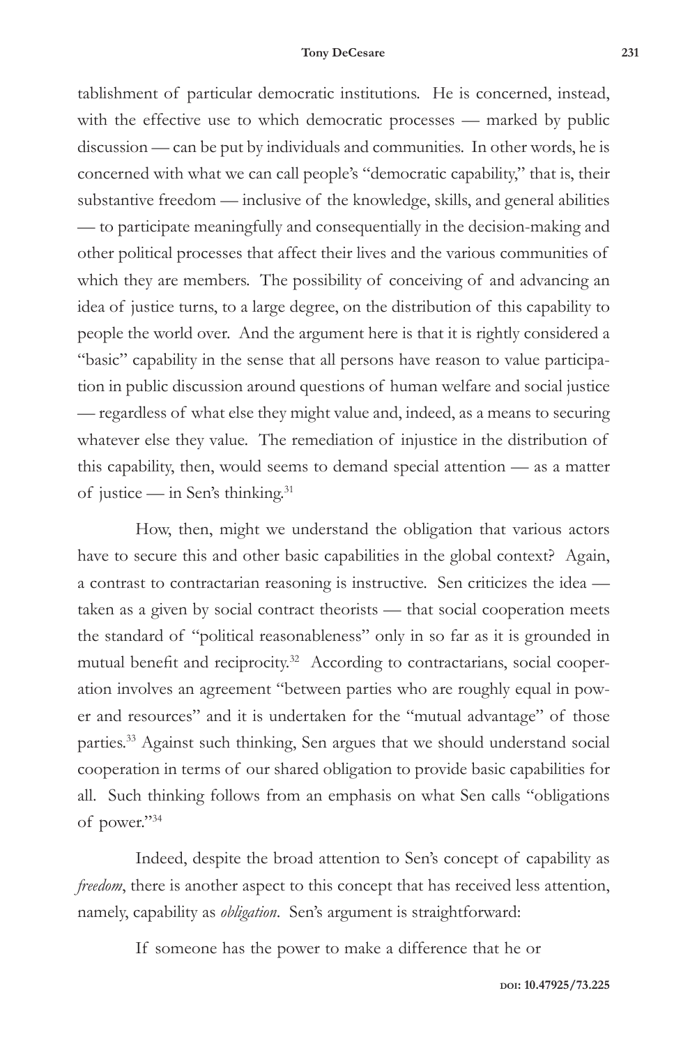tablishment of particular democratic institutions. He is concerned, instead, with the effective use to which democratic processes — marked by public discussion — can be put by individuals and communities. In other words, he is concerned with what we can call people's "democratic capability," that is, their substantive freedom — inclusive of the knowledge, skills, and general abilities — to participate meaningfully and consequentially in the decision-making and other political processes that affect their lives and the various communities of which they are members. The possibility of conceiving of and advancing an idea of justice turns, to a large degree, on the distribution of this capability to people the world over. And the argument here is that it is rightly considered a "basic" capability in the sense that all persons have reason to value participation in public discussion around questions of human welfare and social justice — regardless of what else they might value and, indeed, as a means to securing whatever else they value. The remediation of injustice in the distribution of this capability, then, would seems to demand special attention — as a matter of justice — in Sen's thinking.[31]

How, then, might we understand the obligation that various actors have to secure this and other basic capabilities in the global context? Again, a contrast to contractarian reasoning is instructive. Sen criticizes the idea — taken as a given by social contract theorists — that social cooperation meets the standard of "political reasonableness" only in so far as it is grounded in mutual benefit and reciprocity.[32] According to contractarians, social cooperation involves an agreement "between parties who are roughly equal in power and resources" and it is undertaken for the "mutual advantage" of those parties.[33] Against such thinking, Sen argues that we should understand social cooperation in terms of our shared obligation to provide basic capabilities for all. Such thinking follows from an emphasis on what Sen calls "obligations of power."[34]

Indeed, despite the broad attention to Sen's concept of capability as *freedom*, there is another aspect to this concept that has received less attention, namely, capability as *obligation*. Sen's argument is straightforward:

> If someone has the power to make a difference that he or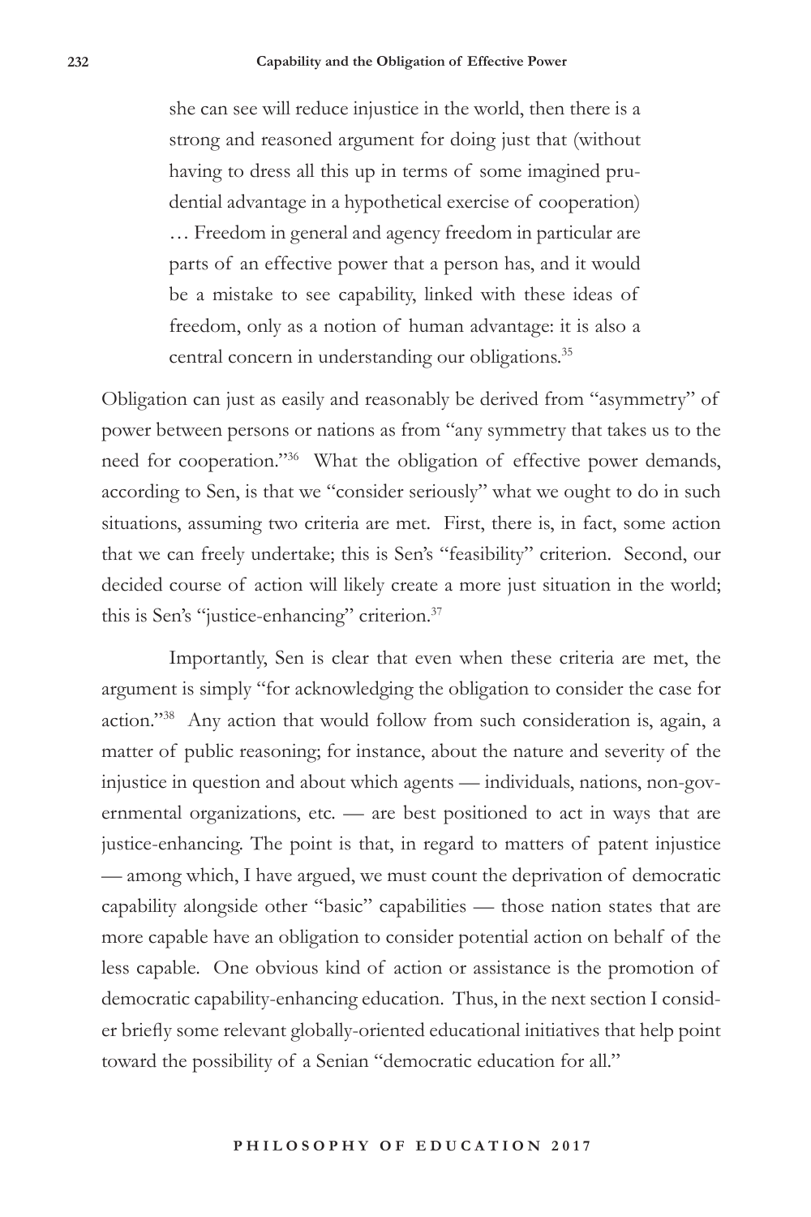> she can see will reduce injustice in the world, then there is a strong and reasoned argument for doing just that (without having to dress all this up in terms of some imagined prudential advantage in a hypothetical exercise of cooperation) … Freedom in general and agency freedom in particular are parts of an effective power that a person has, and it would be a mistake to see capability, linked with these ideas of freedom, only as a notion of human advantage: it is also a central concern in understanding our obligations.[35]

Obligation can just as easily and reasonably be derived from "asymmetry" of power between persons or nations as from "any symmetry that takes us to the need for cooperation."[36] What the obligation of effective power demands, according to Sen, is that we "consider seriously" what we ought to do in such situations, assuming two criteria are met. First, there is, in fact, some action that we can freely undertake; this is Sen's "feasibility" criterion. Second, our decided course of action will likely create a more just situation in the world; this is Sen's "justice-enhancing" criterion.[37]

Importantly, Sen is clear that even when these criteria are met, the argument is simply "for acknowledging the obligation to consider the case for action."[38] Any action that would follow from such consideration is, again, a matter of public reasoning; for instance, about the nature and severity of the injustice in question and about which agents — individuals, nations, non-governmental organizations, etc. — are best positioned to act in ways that are justice-enhancing. The point is that, in regard to matters of patent injustice — among which, I have argued, we must count the deprivation of democratic capability alongside other "basic" capabilities — those nation states that are more capable have an obligation to consider potential action on behalf of the less capable. One obvious kind of action or assistance is the promotion of democratic capability-enhancing education. Thus, in the next section I consider briefly some relevant globally-oriented educational initiatives that help point toward the possibility of a Senian "democratic education for all."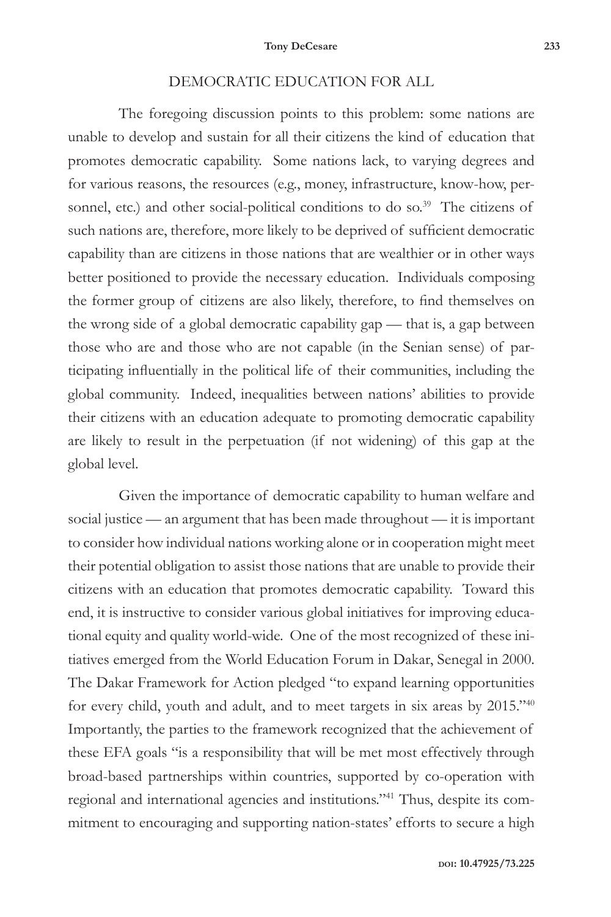## DEMOCRATIC EDUCATION FOR ALL

The foregoing discussion points to this problem: some nations are unable to develop and sustain for all their citizens the kind of education that promotes democratic capability. Some nations lack, to varying degrees and for various reasons, the resources (e.g., money, infrastructure, know-how, personnel, etc.) and other social-political conditions to do so.[39] The citizens of such nations are, therefore, more likely to be deprived of sufficient democratic capability than are citizens in those nations that are wealthier or in other ways better positioned to provide the necessary education. Individuals composing the former group of citizens are also likely, therefore, to find themselves on the wrong side of a global democratic capability gap — that is, a gap between those who are and those who are not capable (in the Senian sense) of participating influentially in the political life of their communities, including the global community. Indeed, inequalities between nations' abilities to provide their citizens with an education adequate to promoting democratic capability are likely to result in the perpetuation (if not widening) of this gap at the global level.

Given the importance of democratic capability to human welfare and social justice — an argument that has been made throughout — it is important to consider how individual nations working alone or in cooperation might meet their potential obligation to assist those nations that are unable to provide their citizens with an education that promotes democratic capability. Toward this end, it is instructive to consider various global initiatives for improving educational equity and quality world-wide. One of the most recognized of these initiatives emerged from the World Education Forum in Dakar, Senegal in 2000. The Dakar Framework for Action pledged "to expand learning opportunities for every child, youth and adult, and to meet targets in six areas by 2015."[40] Importantly, the parties to the framework recognized that the achievement of these EFA goals "is a responsibility that will be met most effectively through broad-based partnerships within countries, supported by co-operation with regional and international agencies and institutions."[41] Thus, despite its commitment to encouraging and supporting nation-states' efforts to secure a high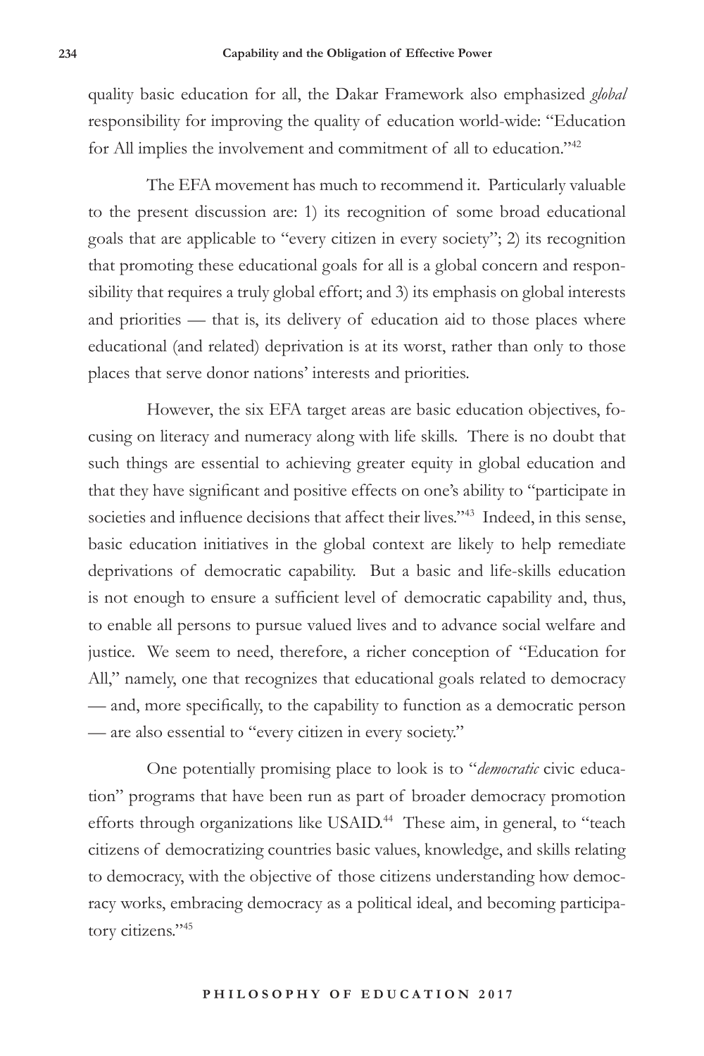quality basic education for all, the Dakar Framework also emphasized *global* responsibility for improving the quality of education world-wide: "Education for All implies the involvement and commitment of all to education."[42]

The EFA movement has much to recommend it. Particularly valuable to the present discussion are: 1) its recognition of some broad educational goals that are applicable to "every citizen in every society"; 2) its recognition that promoting these educational goals for all is a global concern and responsibility that requires a truly global effort; and 3) its emphasis on global interests and priorities — that is, its delivery of education aid to those places where educational (and related) deprivation is at its worst, rather than only to those places that serve donor nations' interests and priorities.

However, the six EFA target areas are basic education objectives, focusing on literacy and numeracy along with life skills. There is no doubt that such things are essential to achieving greater equity in global education and that they have significant and positive effects on one's ability to "participate in societies and influence decisions that affect their lives."[43] Indeed, in this sense, basic education initiatives in the global context are likely to help remediate deprivations of democratic capability. But a basic and life-skills education is not enough to ensure a sufficient level of democratic capability and, thus, to enable all persons to pursue valued lives and to advance social welfare and justice. We seem to need, therefore, a richer conception of "Education for All," namely, one that recognizes that educational goals related to democracy — and, more specifically, to the capability to function as a democratic person — are also essential to "every citizen in every society."

One potentially promising place to look is to "*democratic* civic education" programs that have been run as part of broader democracy promotion efforts through organizations like USAID.[44] These aim, in general, to "teach citizens of democratizing countries basic values, knowledge, and skills relating to democracy, with the objective of those citizens understanding how democracy works, embracing democracy as a political ideal, and becoming participatory citizens."[45]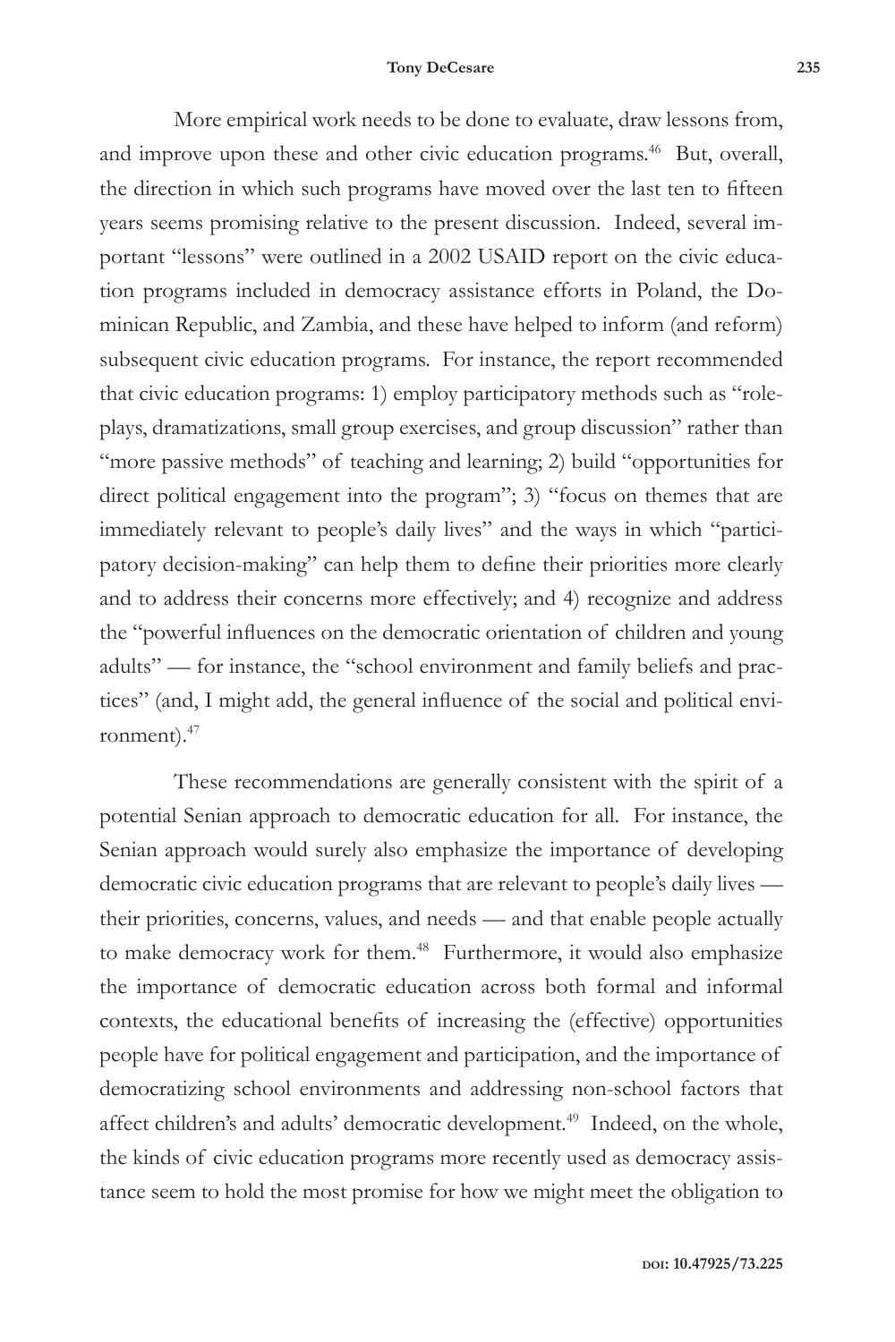More empirical work needs to be done to evaluate, draw lessons from, and improve upon these and other civic education programs.[46] But, overall, the direction in which such programs have moved over the last ten to fifteen years seems promising relative to the present discussion. Indeed, several important "lessons" were outlined in a 2002 USAID report on the civic education programs included in democracy assistance efforts in Poland, the Dominican Republic, and Zambia, and these have helped to inform (and reform) subsequent civic education programs. For instance, the report recommended that civic education programs: 1) employ participatory methods such as "role-plays, dramatizations, small group exercises, and group discussion" rather than "more passive methods" of teaching and learning; 2) build "opportunities for direct political engagement into the program"; 3) "focus on themes that are immediately relevant to people's daily lives" and the ways in which "participatory decision-making" can help them to define their priorities more clearly and to address their concerns more effectively; and 4) recognize and address the "powerful influences on the democratic orientation of children and young adults" — for instance, the "school environment and family beliefs and practices" (and, I might add, the general influence of the social and political environment).[47]

These recommendations are generally consistent with the spirit of a potential Senian approach to democratic education for all. For instance, the Senian approach would surely also emphasize the importance of developing democratic civic education programs that are relevant to people's daily lives — their priorities, concerns, values, and needs — and that enable people actually to make democracy work for them.[48] Furthermore, it would also emphasize the importance of democratic education across both formal and informal contexts, the educational benefits of increasing the (effective) opportunities people have for political engagement and participation, and the importance of democratizing school environments and addressing non-school factors that affect children's and adults' democratic development.[49] Indeed, on the whole, the kinds of civic education programs more recently used as democracy assistance seem to hold the most promise for how we might meet the obligation to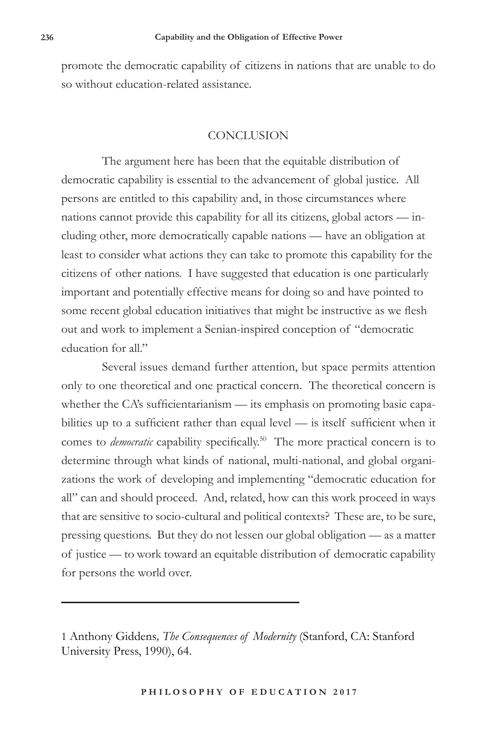promote the democratic capability of citizens in nations that are unable to do so without education-related assistance.

## CONCLUSION

The argument here has been that the equitable distribution of democratic capability is essential to the advancement of global justice. All persons are entitled to this capability and, in those circumstances where nations cannot provide this capability for all its citizens, global actors — including other, more democratically capable nations — have an obligation at least to consider what actions they can take to promote this capability for the citizens of other nations. I have suggested that education is one particularly important and potentially effective means for doing so and have pointed to some recent global education initiatives that might be instructive as we flesh out and work to implement a Senian-inspired conception of "democratic education for all."

Several issues demand further attention, but space permits attention only to one theoretical and one practical concern. The theoretical concern is whether the CA's sufficientarianism — its emphasis on promoting basic capabilities up to a sufficient rather than equal level — is itself sufficient when it comes to *democratic* capability specifically.[50] The more practical concern is to determine through what kinds of national, multi-national, and global organizations the work of developing and implementing "democratic education for all" can and should proceed. And, related, how can this work proceed in ways that are sensitive to socio-cultural and political contexts? These are, to be sure, pressing questions. But they do not lessen our global obligation — as a matter of justice — to work toward an equitable distribution of democratic capability for persons the world over.

---

1 Anthony Giddens, *The Consequences of Modernity* (Stanford, CA: Stanford University Press, 1990), 64.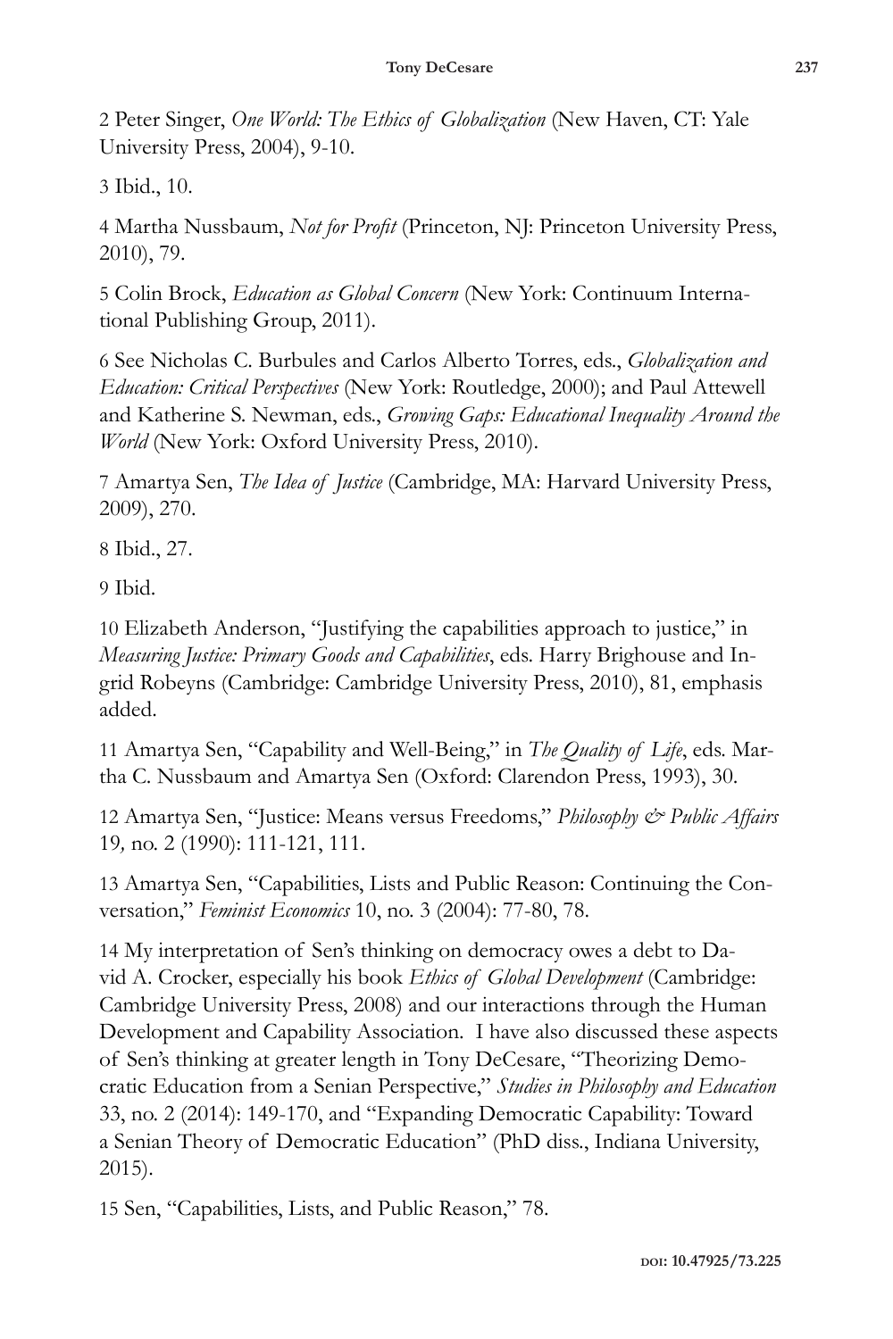2 Peter Singer, *One World: The Ethics of Globalization* (New Haven, CT: Yale University Press, 2004), 9-10.

3 Ibid., 10.

4 Martha Nussbaum, *Not for Profit* (Princeton, NJ: Princeton University Press, 2010), 79.

5 Colin Brock, *Education as Global Concern* (New York: Continuum International Publishing Group, 2011).

6 See Nicholas C. Burbules and Carlos Alberto Torres, eds., *Globalization and Education: Critical Perspectives* (New York: Routledge, 2000); and Paul Attewell and Katherine S. Newman, eds., *Growing Gaps: Educational Inequality Around the World* (New York: Oxford University Press, 2010).

7 Amartya Sen, *The Idea of Justice* (Cambridge, MA: Harvard University Press, 2009), 270.

8 Ibid., 27.

9 Ibid.

10 Elizabeth Anderson, "Justifying the capabilities approach to justice," in *Measuring Justice: Primary Goods and Capabilities*, eds. Harry Brighouse and Ingrid Robeyns (Cambridge: Cambridge University Press, 2010), 81, emphasis added.

11 Amartya Sen, "Capability and Well-Being," in *The Quality of Life*, eds. Martha C. Nussbaum and Amartya Sen (Oxford: Clarendon Press, 1993), 30.

12 Amartya Sen, "Justice: Means versus Freedoms," *Philosophy & Public Affairs* 19*,* no. 2 (1990): 111-121, 111.

13 Amartya Sen, "Capabilities, Lists and Public Reason: Continuing the Conversation," *Feminist Economics* 10, no. 3 (2004): 77-80, 78.

14 My interpretation of Sen's thinking on democracy owes a debt to David A. Crocker, especially his book *Ethics of Global Development* (Cambridge: Cambridge University Press, 2008) and our interactions through the Human Development and Capability Association. I have also discussed these aspects of Sen's thinking at greater length in Tony DeCesare, "Theorizing Democratic Education from a Senian Perspective," *Studies in Philosophy and Education* 33, no. 2 (2014): 149-170, and "Expanding Democratic Capability: Toward a Senian Theory of Democratic Education" (PhD diss., Indiana University, 2015).

15 Sen, "Capabilities, Lists, and Public Reason," 78.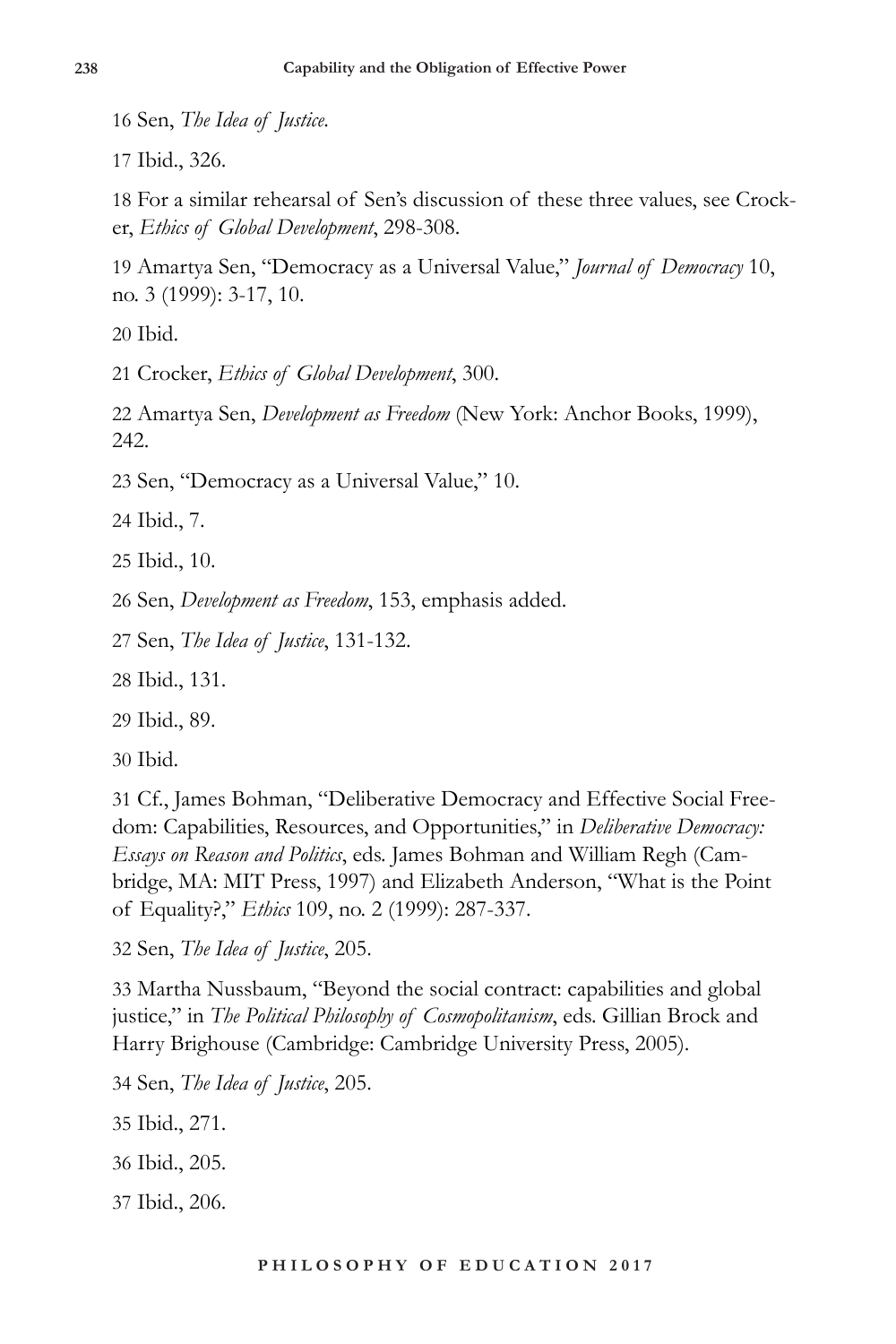16 Sen, *The Idea of Justice*.

17 Ibid., 326.

18 For a similar rehearsal of Sen's discussion of these three values, see Crocker, *Ethics of Global Development*, 298-308.

19 Amartya Sen, "Democracy as a Universal Value," *Journal of Democracy* 10, no. 3 (1999): 3-17, 10.

20 Ibid.

21 Crocker, *Ethics of Global Development*, 300.

22 Amartya Sen, *Development as Freedom* (New York: Anchor Books, 1999), 242.

23 Sen, "Democracy as a Universal Value," 10.

24 Ibid., 7.

25 Ibid., 10.

26 Sen, *Development as Freedom*, 153, emphasis added.

27 Sen, *The Idea of Justice*, 131-132.

28 Ibid., 131.

29 Ibid., 89.

30 Ibid.

31 Cf., James Bohman, "Deliberative Democracy and Effective Social Freedom: Capabilities, Resources, and Opportunities," in *Deliberative Democracy: Essays on Reason and Politics*, eds. James Bohman and William Regh (Cambridge, MA: MIT Press, 1997) and Elizabeth Anderson, "What is the Point of Equality?," *Ethics* 109, no. 2 (1999): 287-337.

32 Sen, *The Idea of Justice*, 205.

33 Martha Nussbaum, "Beyond the social contract: capabilities and global justice," in *The Political Philosophy of Cosmopolitanism*, eds. Gillian Brock and Harry Brighouse (Cambridge: Cambridge University Press, 2005).

34 Sen, *The Idea of Justice*, 205.

35 Ibid., 271.

36 Ibid., 205.

37 Ibid., 206.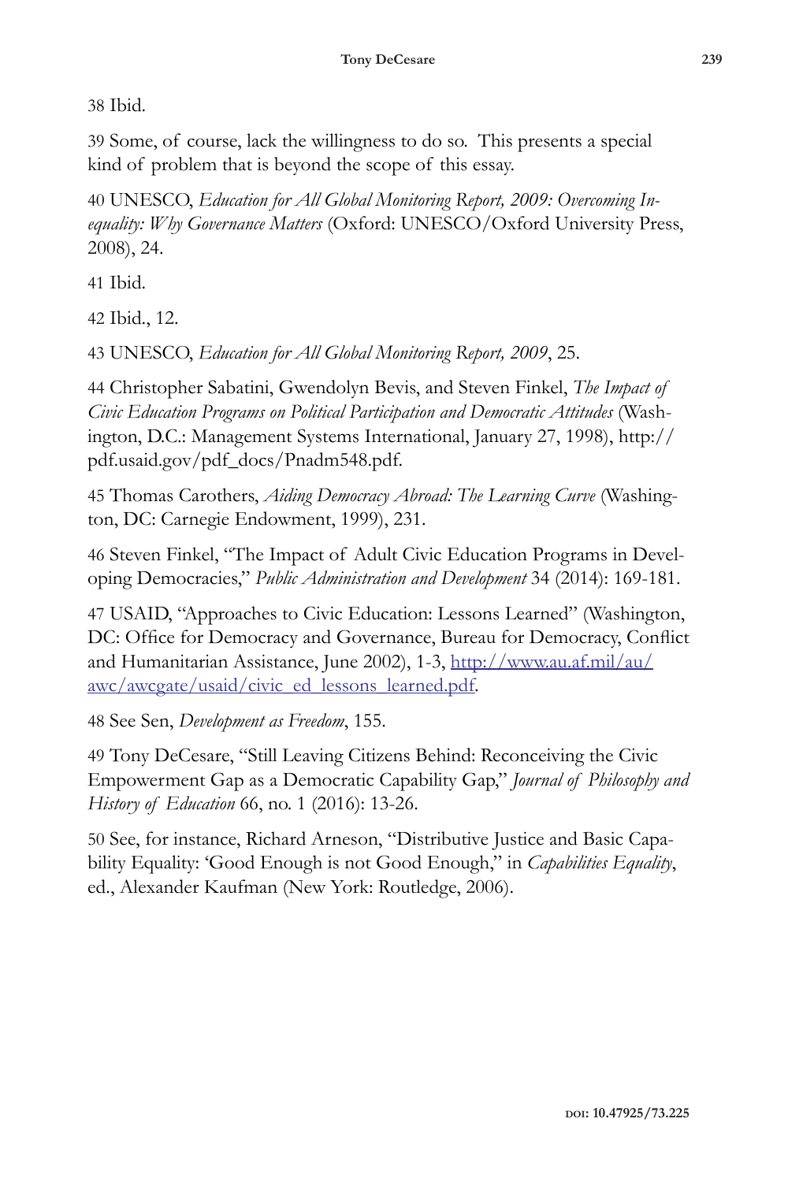38 Ibid.

39 Some, of course, lack the willingness to do so. This presents a special kind of problem that is beyond the scope of this essay.

40 UNESCO, *Education for All Global Monitoring Report, 2009: Overcoming Inequality: Why Governance Matters* (Oxford: UNESCO/Oxford University Press, 2008), 24.

41 Ibid.

42 Ibid., 12.

43 UNESCO, *Education for All Global Monitoring Report, 2009*, 25.

44 Christopher Sabatini, Gwendolyn Bevis, and Steven Finkel, *The Impact of Civic Education Programs on Political Participation and Democratic Attitudes* (Washington, D.C.: Management Systems International, January 27, 1998), http://pdf.usaid.gov/pdf_docs/Pnadm548.pdf.

45 Thomas Carothers, *Aiding Democracy Abroad: The Learning Curve* (Washington, DC: Carnegie Endowment, 1999), 231.

46 Steven Finkel, "The Impact of Adult Civic Education Programs in Developing Democracies," *Public Administration and Development* 34 (2014): 169-181.

47 USAID, "Approaches to Civic Education: Lessons Learned" (Washington, DC: Office for Democracy and Governance, Bureau for Democracy, Conflict and Humanitarian Assistance, June 2002), 1-3, [http://www.au.af.mil/au/awc/awcgate/usaid/civic_ed_lessons_learned.pdf](http://www.au.af.mil/au/awc/awcgate/usaid/civic_ed_lessons_learned.pdf).

48 See Sen, *Development as Freedom*, 155.

49 Tony DeCesare, "Still Leaving Citizens Behind: Reconceiving the Civic Empowerment Gap as a Democratic Capability Gap," *Journal of Philosophy and History of Education* 66, no. 1 (2016): 13-26.

50 See, for instance, Richard Arneson, "Distributive Justice and Basic Capability Equality: 'Good Enough is not Good Enough," in *Capabilities Equality*, ed., Alexander Kaufman (New York: Routledge, 2006).